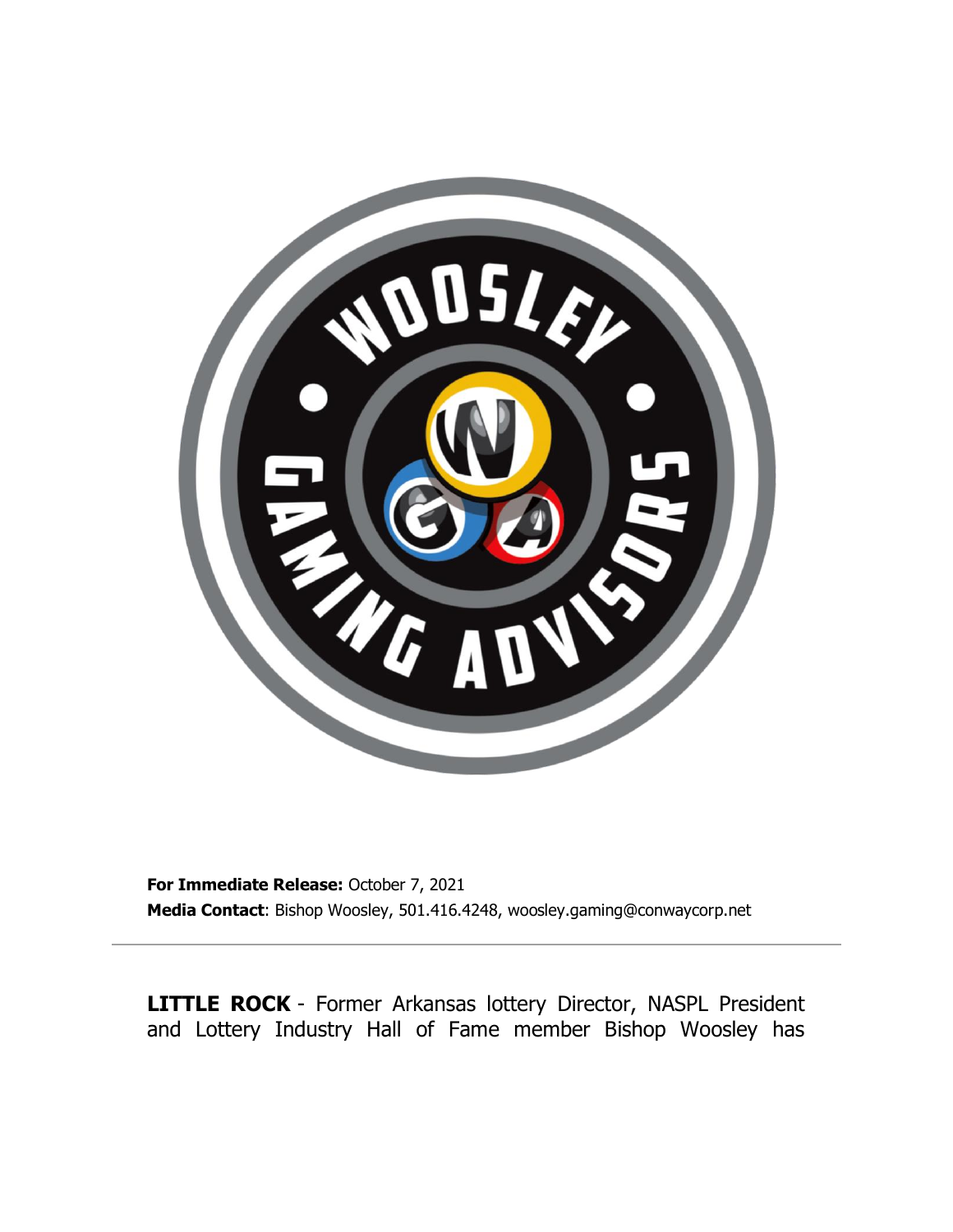**For Immediate Release:** October 7, 2021

**Media Contact**: Bishop Woosley, 501.416.4248, woosley.gaming@conwaycorp.net

---

**LITTLE ROCK** - Former Arkansas lottery Director, NASPL President and Lottery Industry Hall of Fame member Bishop Woosley has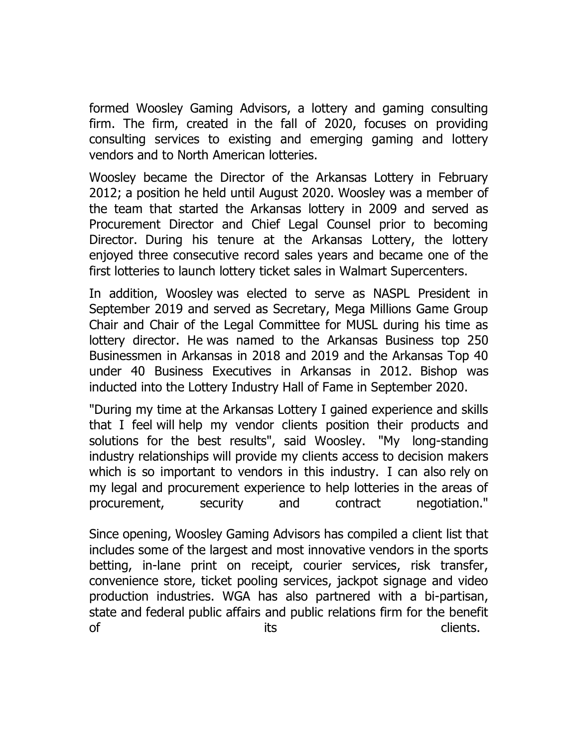formed Woosley Gaming Advisors, a lottery and gaming consulting firm. The firm, created in the fall of 2020, focuses on providing consulting services to existing and emerging gaming and lottery vendors and to North American lotteries.

Woosley became the Director of the Arkansas Lottery in February 2012; a position he held until August 2020. Woosley was a member of the team that started the Arkansas lottery in 2009 and served as Procurement Director and Chief Legal Counsel prior to becoming Director. During his tenure at the Arkansas Lottery, the lottery enjoyed three consecutive record sales years and became one of the first lotteries to launch lottery ticket sales in Walmart Supercenters.

In addition, Woosley was elected to serve as NASPL President in September 2019 and served as Secretary, Mega Millions Game Group Chair and Chair of the Legal Committee for MUSL during his time as lottery director. He was named to the Arkansas Business top 250 Businessmen in Arkansas in 2018 and 2019 and the Arkansas Top 40 under 40 Business Executives in Arkansas in 2012. Bishop was inducted into the Lottery Industry Hall of Fame in September 2020.

"During my time at the Arkansas Lottery I gained experience and skills that I feel will help my vendor clients position their products and solutions for the best results", said Woosley. "My long-standing industry relationships will provide my clients access to decision makers which is so important to vendors in this industry. I can also rely on my legal and procurement experience to help lotteries in the areas of procurement, security and contract negotiation."

Since opening, Woosley Gaming Advisors has compiled a client list that includes some of the largest and most innovative vendors in the sports betting, in-lane print on receipt, courier services, risk transfer, convenience store, ticket pooling services, jackpot signage and video production industries. WGA has also partnered with a bi-partisan, state and federal public affairs and public relations firm for the benefit of its clients.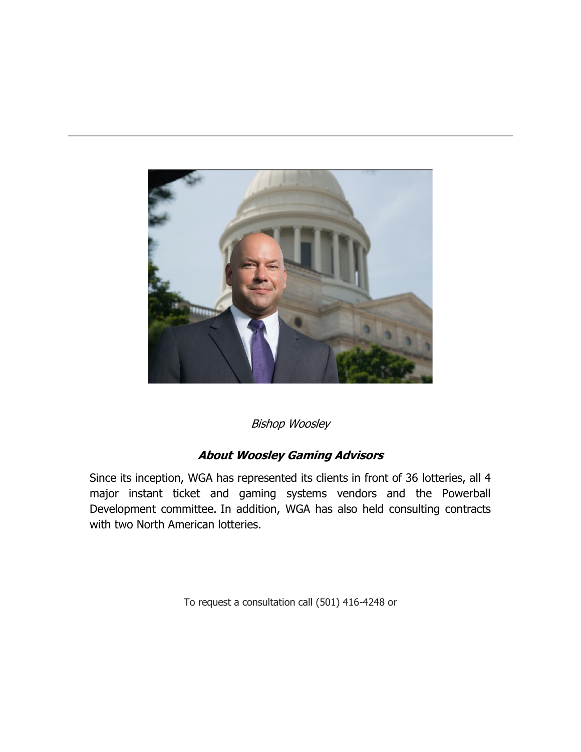---

*Bishop Woosley*

### ***About Woosley Gaming Advisors***

Since its inception, WGA has represented its clients in front of 36 lotteries, all 4 major instant ticket and gaming systems vendors and the Powerball Development committee. In addition, WGA has also held consulting contracts with two North American lotteries.

To request a consultation call (501) 416-4248 or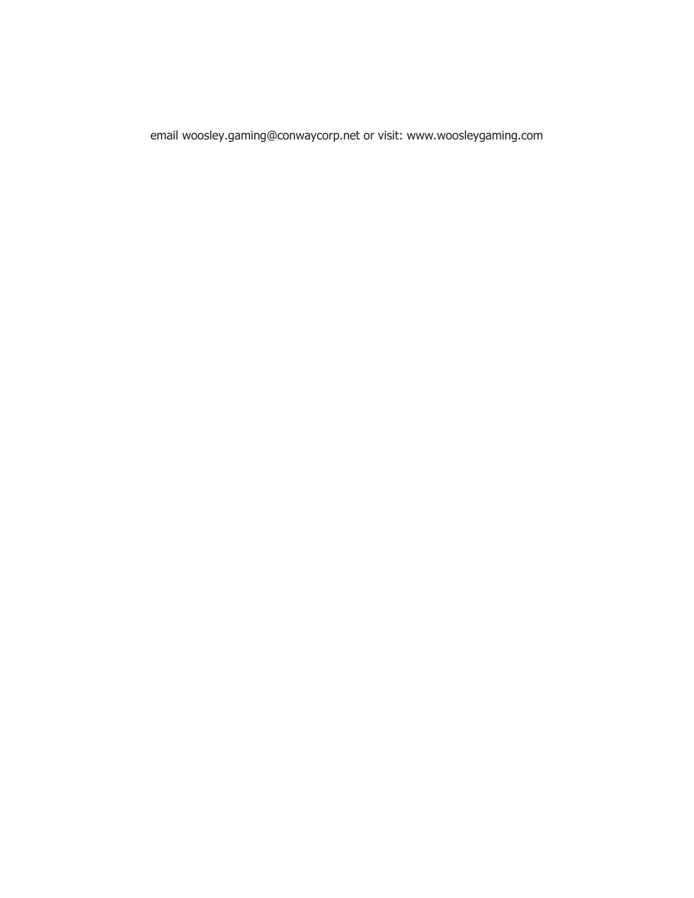email woosley.gaming@conwaycorp.net or visit: www.woosleygaming.com